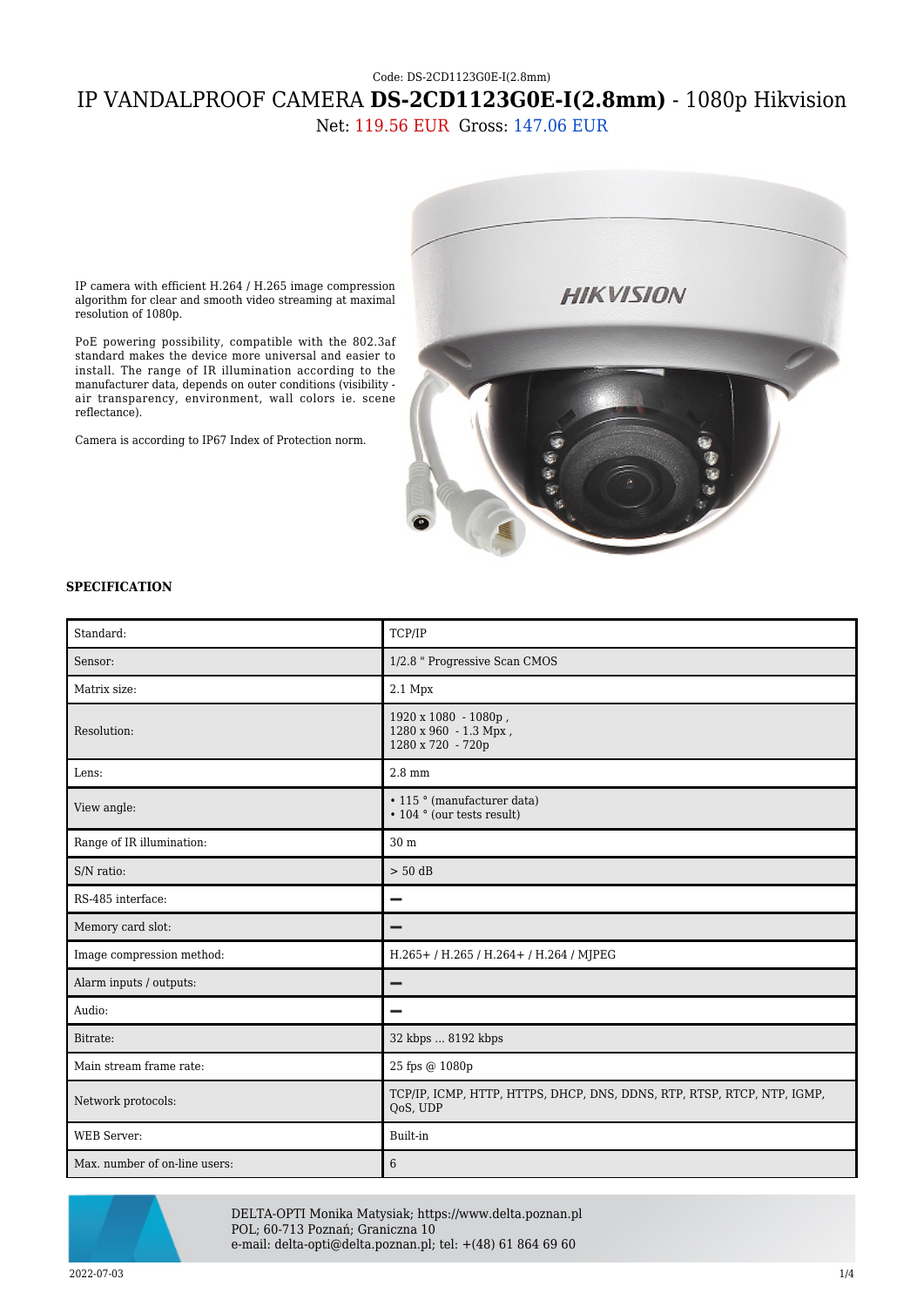Code: DS-2CD1123G0E-I(2.8mm)

# IP VANDALPROOF CAMERA **DS-2CD1123G0E-I(2.8mm)** - 1080p Hikvision

Net: 119.56 EUR  Gross: 147.06 EUR

IP camera with efficient H.264 / H.265 image compression algorithm for clear and smooth video streaming at maximal resolution of 1080p.

PoE powering possibility, compatible with the 802.3af standard makes the device more universal and easier to install. The range of IR illumination according to the manufacturer data, depends on outer conditions (visibility - air transparency, environment, wall colors ie. scene reflectance).

Camera is according to IP67 Index of Protection norm.

### SPECIFICATION

| | |
|---|---|
| Standard: | TCP/IP |
| Sensor: | 1/2.8 " Progressive Scan CMOS |
| Matrix size: | 2.1 Mpx |
| Resolution: | 1920 x 1080 - 1080p ,<br>1280 x 960 - 1.3 Mpx ,<br>1280 x 720 - 720p |
| Lens: | 2.8 mm |
| View angle: | • 115 ° (manufacturer data)<br>• 104 ° (our tests result) |
| Range of IR illumination: | 30 m |
| S/N ratio: | > 50 dB |
| RS-485 interface: | – |
| Memory card slot: | – |
| Image compression method: | H.265+ / H.265 / H.264+ / H.264 / MJPEG |
| Alarm inputs / outputs: | – |
| Audio: | – |
| Bitrate: | 32 kbps ... 8192 kbps |
| Main stream frame rate: | 25 fps @ 1080p |
| Network protocols: | TCP/IP, ICMP, HTTP, HTTPS, DHCP, DNS, DDNS, RTP, RTSP, RTCP, NTP, IGMP, QoS, UDP |
| WEB Server: | Built-in |
| Max. number of on-line users: | 6 |

DELTA-OPTI Monika Matysiak; https://www.delta.poznan.pl
POL; 60-713 Poznań; Graniczna 10
e-mail: delta-opti@delta.poznan.pl; tel: +(48) 61 864 69 60

2022-07-03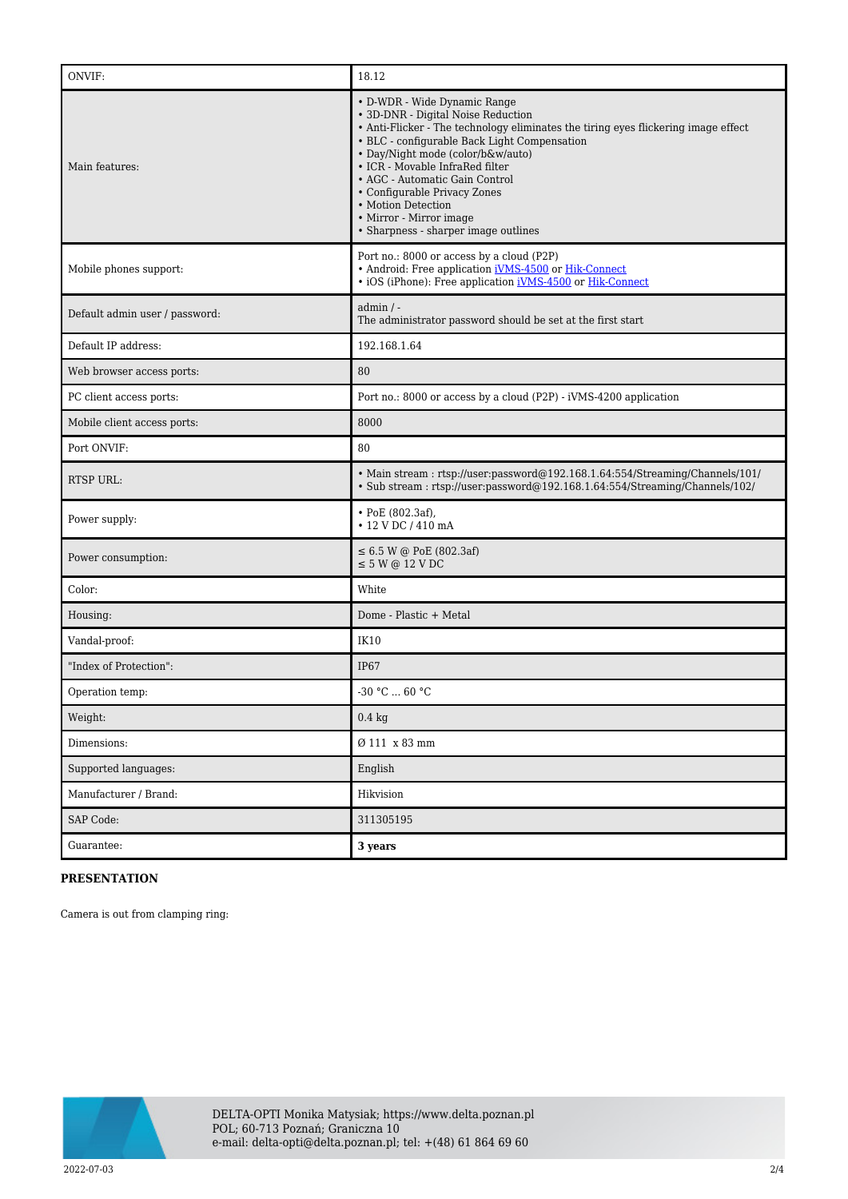| | |
|---|---|
| ONVIF: | 18.12 |
| Main features: | • D-WDR - Wide Dynamic Range<br>• 3D-DNR - Digital Noise Reduction<br>• Anti-Flicker - The technology eliminates the tiring eyes flickering image effect<br>• BLC - configurable Back Light Compensation<br>• Day/Night mode (color/b&w/auto)<br>• ICR - Movable InfraRed filter<br>• AGC - Automatic Gain Control<br>• Configurable Privacy Zones<br>• Motion Detection<br>• Mirror - Mirror image<br>• Sharpness - sharper image outlines |
| Mobile phones support: | Port no.: 8000 or access by a cloud (P2P)<br>• Android: Free application iVMS-4500 or Hik-Connect<br>• iOS (iPhone): Free application iVMS-4500 or Hik-Connect |
| Default admin user / password: | admin / -<br>The administrator password should be set at the first start |
| Default IP address: | 192.168.1.64 |
| Web browser access ports: | 80 |
| PC client access ports: | Port no.: 8000 or access by a cloud (P2P) - iVMS-4200 application |
| Mobile client access ports: | 8000 |
| Port ONVIF: | 80 |
| RTSP URL: | • Main stream : rtsp://user:password@192.168.1.64:554/Streaming/Channels/101/<br>• Sub stream : rtsp://user:password@192.168.1.64:554/Streaming/Channels/102/ |
| Power supply: | • PoE (802.3af),<br>• 12 V DC / 410 mA |
| Power consumption: | ≤ 6.5 W @ PoE (802.3af)<br>≤ 5 W @ 12 V DC |
| Color: | White |
| Housing: | Dome - Plastic + Metal |
| Vandal-proof: | IK10 |
| "Index of Protection": | IP67 |
| Operation temp: | -30 °C ... 60 °C |
| Weight: | 0.4 kg |
| Dimensions: | Ø 111 x 83 mm |
| Supported languages: | English |
| Manufacturer / Brand: | Hikvision |
| SAP Code: | 311305195 |
| Guarantee: | **3 years** |

**PRESENTATION**

Camera is out from clamping ring: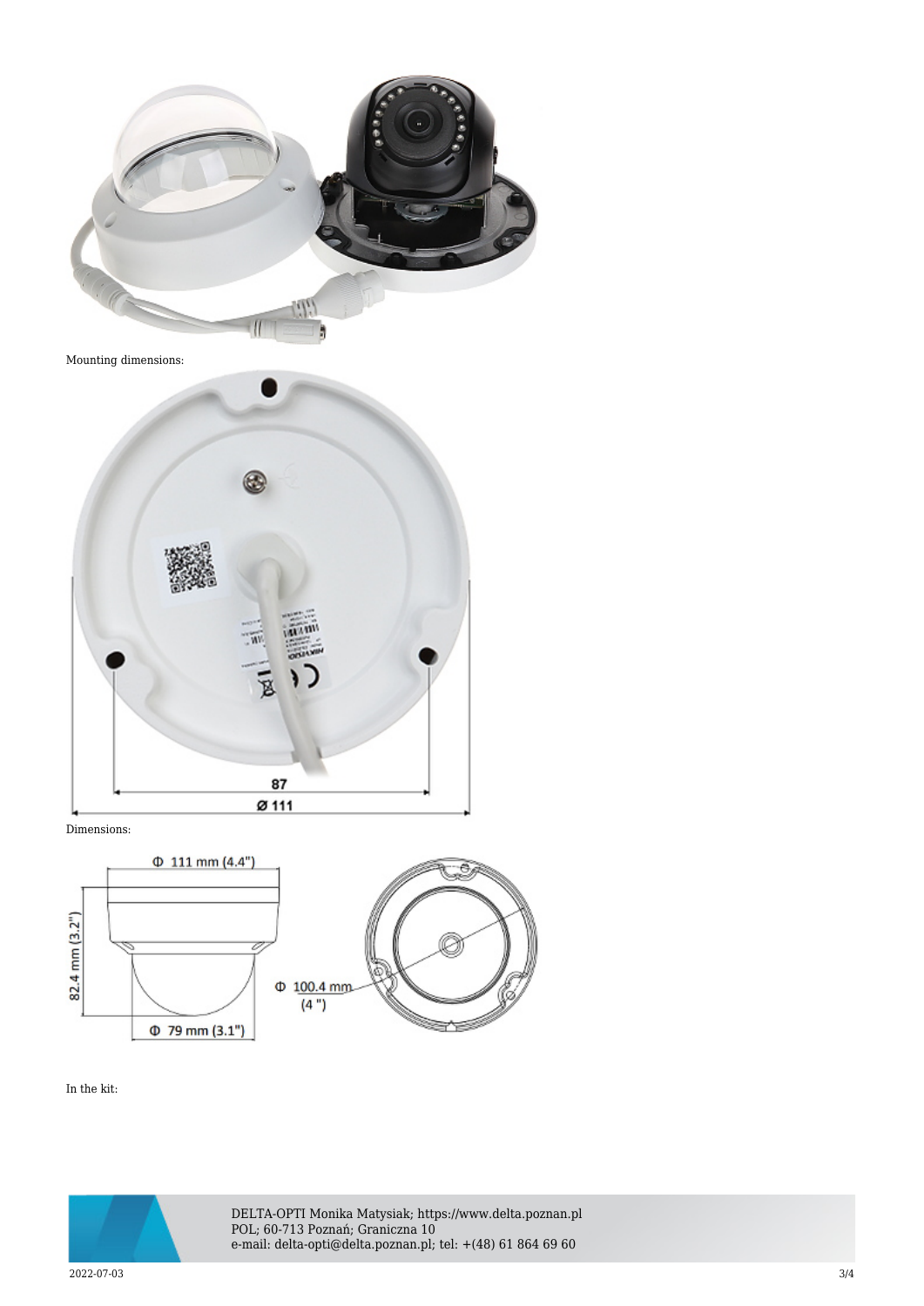Mounting dimensions:

Dimensions:

In the kit: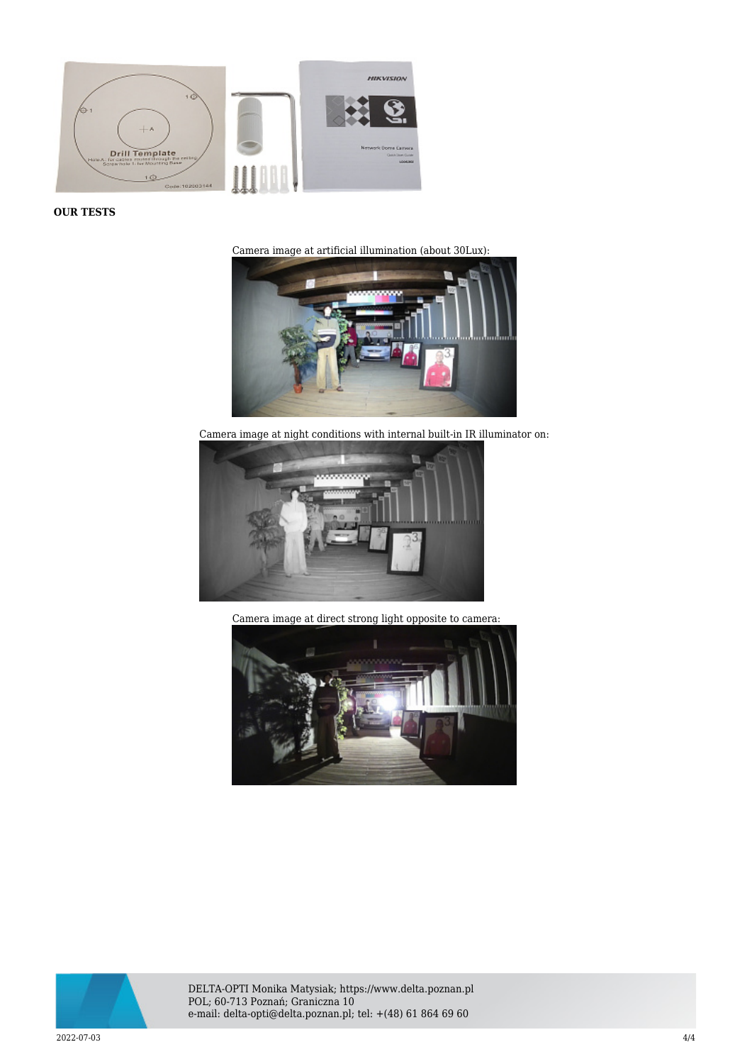**OUR TESTS**

Camera image at artificial illumination (about 30Lux):

Camera image at night conditions with internal built-in IR illuminator on:

Camera image at direct strong light opposite to camera: